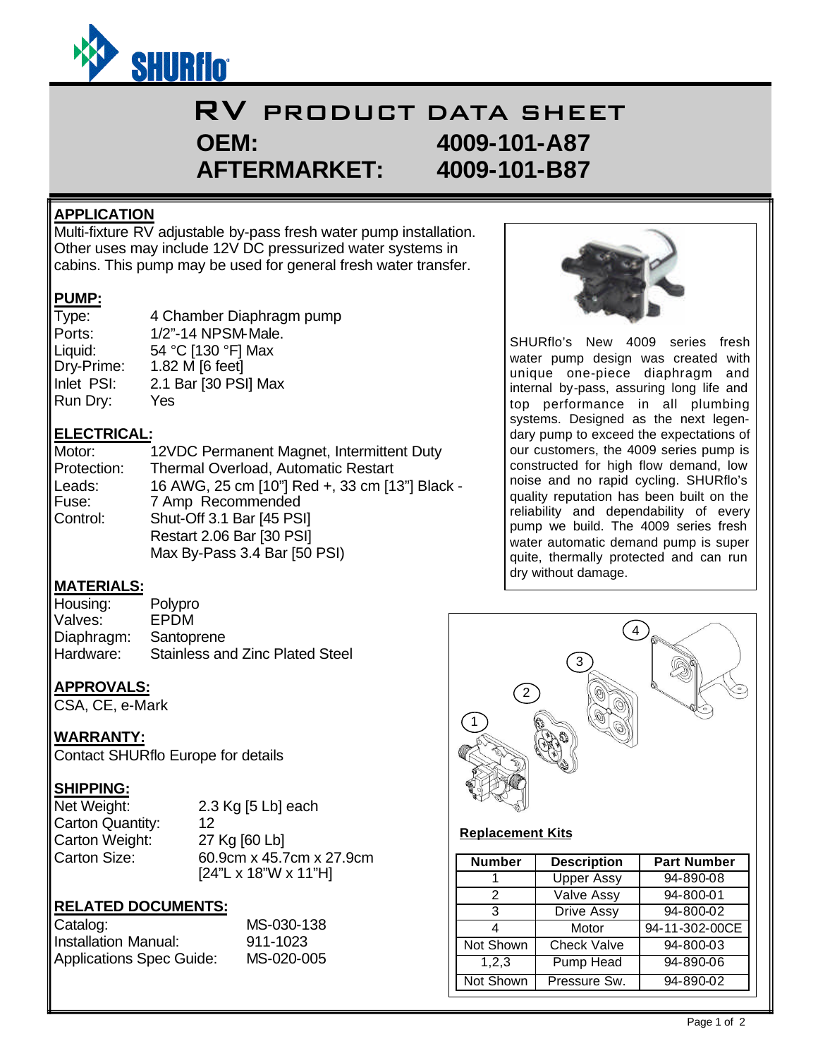# RV PRODUCT DATA SHEET

**OEM: 4009-101-A87**

**AFTERMARKET: 4009-101-B87**

## APPLICATION

Multi-fixture RV adjustable by-pass fresh water pump installation. Other uses may include 12V DC pressurized water systems in cabins. This pump may be used for general fresh water transfer.

## PUMP:

| | |
|---|---|
| Type: | 4 Chamber Diaphragm pump |
| Ports: | 1/2"-14 NPSM-Male. |
| Liquid: | 54 °C [130 °F] Max |
| Dry-Prime: | 1.82 M [6 feet] |
| Inlet PSI: | 2.1 Bar [30 PSI] Max |
| Run Dry: | Yes |

## ELECTRICAL:

| | |
|---|---|
| Motor: | 12VDC Permanent Magnet, Intermittent Duty |
| Protection: | Thermal Overload, Automatic Restart |
| Leads: | 16 AWG, 25 cm [10"] Red +, 33 cm [13"] Black - |
| Fuse: | 7 Amp Recommended |
| Control: | Shut-Off 3.1 Bar [45 PSI]<br>Restart 2.06 Bar [30 PSI]<br>Max By-Pass 3.4 Bar [50 PSI) |

## MATERIALS:

| | |
|---|---|
| Housing: | Polypro |
| Valves: | EPDM |
| Diaphragm: | Santoprene |
| Hardware: | Stainless and Zinc Plated Steel |

## APPROVALS:

CSA, CE, e-Mark

## WARRANTY:

Contact SHURflo Europe for details

## SHIPPING:

| | |
|---|---|
| Net Weight: | 2.3 Kg [5 Lb] each |
| Carton Quantity: | 12 |
| Carton Weight: | 27 Kg [60 Lb] |
| Carton Size: | 60.9cm x 45.7cm x 27.9cm<br>[24"L x 18"W x 11"H] |

## RELATED DOCUMENTS:

| | |
|---|---|
| Catalog: | MS-030-138 |
| Installation Manual: | 911-1023 |
| Applications Spec Guide: | MS-020-005 |

SHURflo's New 4009 series fresh water pump design was created with unique one-piece diaphragm and internal by-pass, assuring long life and top performance in all plumbing systems. Designed as the next legendary pump to exceed the expectations of our customers, the 4009 series pump is constructed for high flow demand, low noise and no rapid cycling. SHURflo's quality reputation has been built on the reliability and dependability of every pump we build. The 4009 series fresh water automatic demand pump is super quite, thermally protected and can run dry without damage.

**Replacement Kits**

| Number | Description | Part Number |
|---|---|---|
| 1 | Upper Assy | 94-890-08 |
| 2 | Valve Assy | 94-800-01 |
| 3 | Drive Assy | 94-800-02 |
| 4 | Motor | 94-11-302-00CE |
| Not Shown | Check Valve | 94-800-03 |
| 1,2,3 | Pump Head | 94-890-06 |
| Not Shown | Pressure Sw. | 94-890-02 |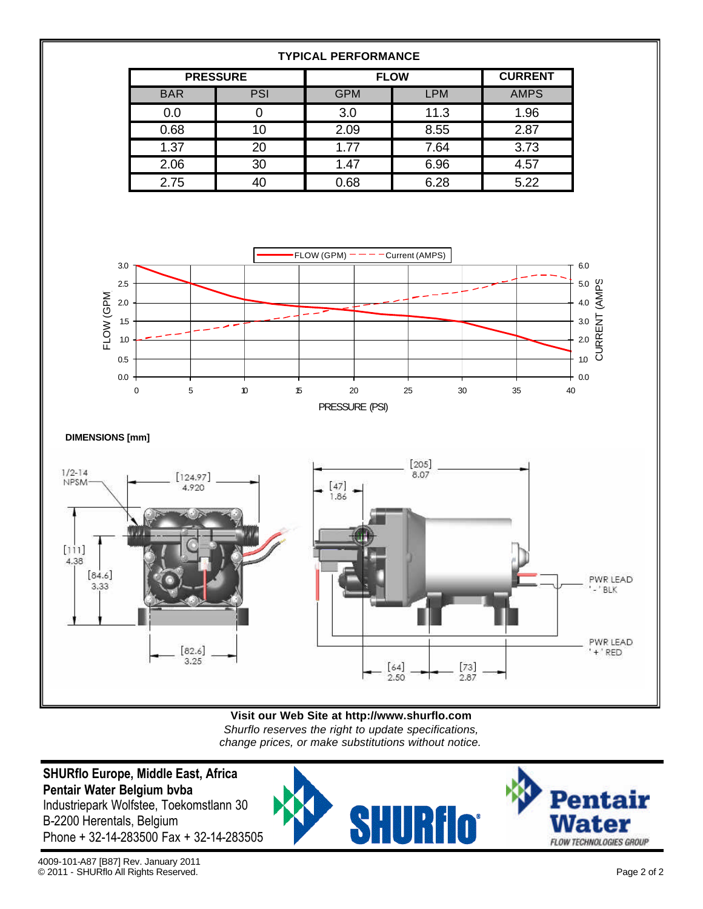## TYPICAL PERFORMANCE

| PRESSURE | | FLOW | | CURRENT |
|---|---|---|---|---|
| BAR | PSI | GPM | LPM | AMPS |
| 0.0 | 0 | 3.0 | 11.3 | 1.96 |
| 0.68 | 10 | 2.09 | 8.55 | 2.87 |
| 1.37 | 20 | 1.77 | 7.64 | 3.73 |
| 2.06 | 30 | 1.47 | 6.96 | 4.57 |
| 2.75 | 40 | 0.68 | 6.28 | 5.22 |

FLOW (GPM) — — — Current (AMPS)

FLOW (GPM)

3.0
2.5
2.0
15
10
0.5
0.0

CURRENT (AMPS)

6.0
5.0
4.0
3.0
2.0
10
0.0

0 5 10 15 20 25 30 35 40

PRESSURE (PSI)

**DIMENSIONS [mm]**

1/2-14 NPSM

[124.97] 4.920

[111] 4.38

[84.6] 3.33

[82.6] 3.25

[205] 8.07

[47] 1.86

[64] 2.50

[73] 2.87

PWR LEAD '-' BLK

PWR LEAD '+' RED

**Visit our Web Site at http://www.shurflo.com**

*Shurflo reserves the right to update specifications, change prices, or make substitutions without notice.*

**SHURflo Europe, Middle East, Africa**
**Pentair Water Belgium bvba**
Industriepark Wolfstee, Toekomstlann 30
B-2200 Herentals, Belgium
Phone + 32-14-283500 Fax + 32-14-283505

SHURflo®

Pentair Water
FLOW TECHNOLOGIES GROUP

4009-101-A87 [B87] Rev. January 2011
© 2011 - SHURflo All Rights Reserved.